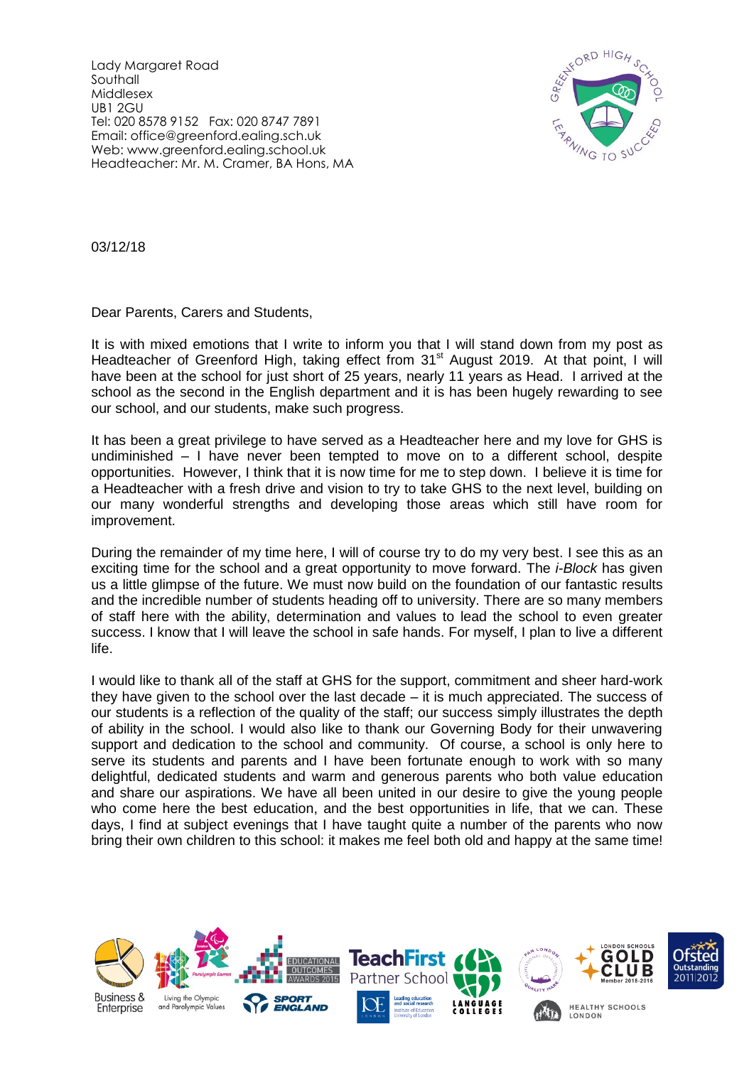Lady Margaret Road
Southall
Middlesex
UB1 2GU
Tel: 020 8578 9152   Fax: 020 8747 7891
Email: office@greenford.ealing.sch.uk
Web: www.greenford.ealing.school.uk
Headteacher: Mr. M. Cramer, BA Hons, MA

03/12/18

Dear Parents, Carers and Students,

It is with mixed emotions that I write to inform you that I will stand down from my post as Headteacher of Greenford High, taking effect from 31st August 2019. At that point, I will have been at the school for just short of 25 years, nearly 11 years as Head. I arrived at the school as the second in the English department and it is has been hugely rewarding to see our school, and our students, make such progress.

It has been a great privilege to have served as a Headteacher here and my love for GHS is undiminished – I have never been tempted to move on to a different school, despite opportunities. However, I think that it is now time for me to step down. I believe it is time for a Headteacher with a fresh drive and vision to try to take GHS to the next level, building on our many wonderful strengths and developing those areas which still have room for improvement.

During the remainder of my time here, I will of course try to do my very best. I see this as an exciting time for the school and a great opportunity to move forward. The *i-Block* has given us a little glimpse of the future. We must now build on the foundation of our fantastic results and the incredible number of students heading off to university. There are so many members of staff here with the ability, determination and values to lead the school to even greater success. I know that I will leave the school in safe hands. For myself, I plan to live a different life.

I would like to thank all of the staff at GHS for the support, commitment and sheer hard-work they have given to the school over the last decade – it is much appreciated. The success of our students is a reflection of the quality of the staff; our success simply illustrates the depth of ability in the school. I would also like to thank our Governing Body for their unwavering support and dedication to the school and community. Of course, a school is only here to serve its students and parents and I have been fortunate enough to work with so many delightful, dedicated students and warm and generous parents who both value education and share our aspirations. We have all been united in our desire to give the young people who come here the best education, and the best opportunities in life, that we can. These days, I find at subject evenings that I have taught quite a number of the parents who now bring their own children to this school: it makes me feel both old and happy at the same time!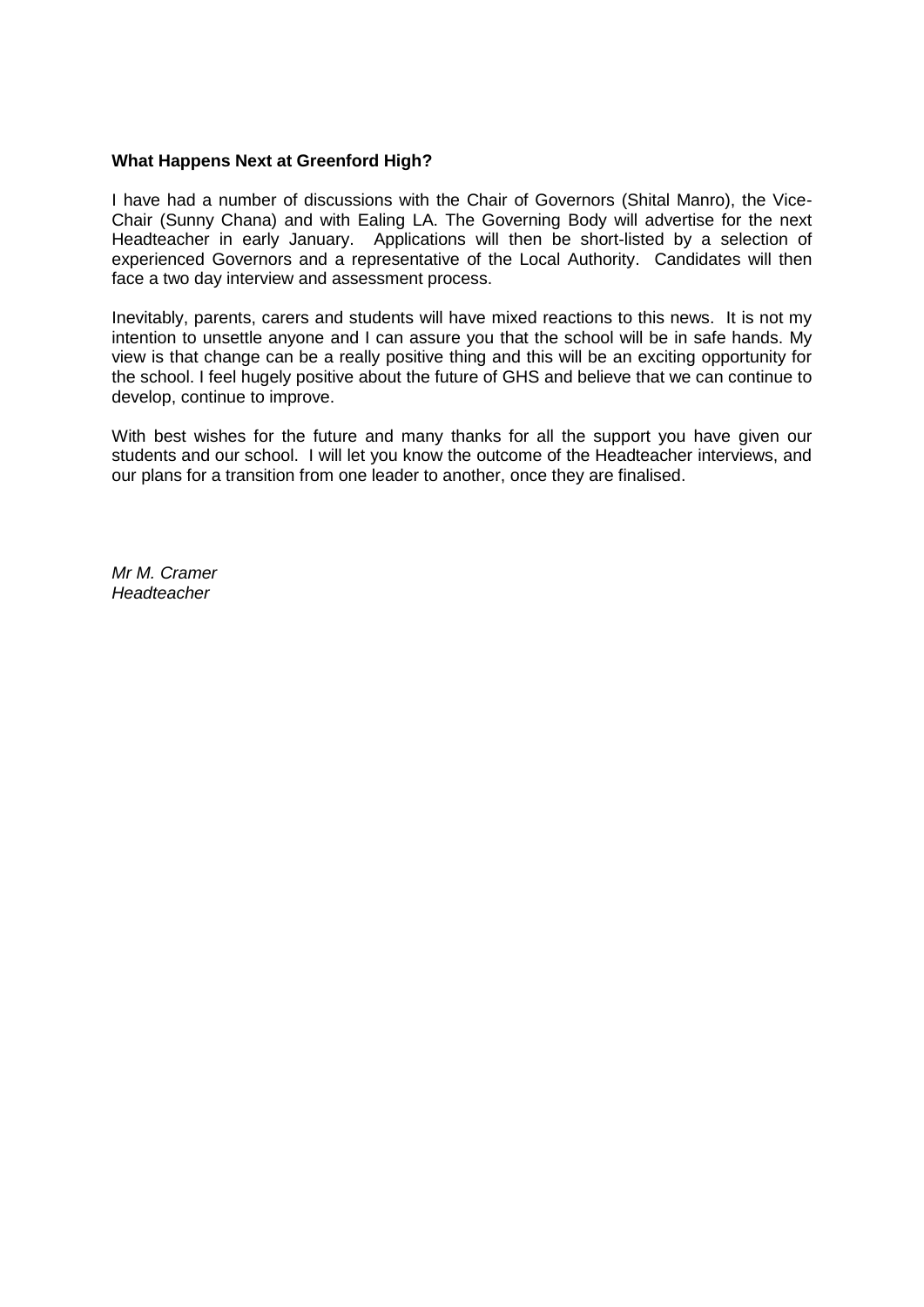**What Happens Next at Greenford High?**

I have had a number of discussions with the Chair of Governors (Shital Manro), the Vice-Chair (Sunny Chana) and with Ealing LA. The Governing Body will advertise for the next Headteacher in early January. Applications will then be short-listed by a selection of experienced Governors and a representative of the Local Authority. Candidates will then face a two day interview and assessment process.

Inevitably, parents, carers and students will have mixed reactions to this news. It is not my intention to unsettle anyone and I can assure you that the school will be in safe hands. My view is that change can be a really positive thing and this will be an exciting opportunity for the school. I feel hugely positive about the future of GHS and believe that we can continue to develop, continue to improve.

With best wishes for the future and many thanks for all the support you have given our students and our school. I will let you know the outcome of the Headteacher interviews, and our plans for a transition from one leader to another, once they are finalised.

*Mr M. Cramer*
*Headteacher*